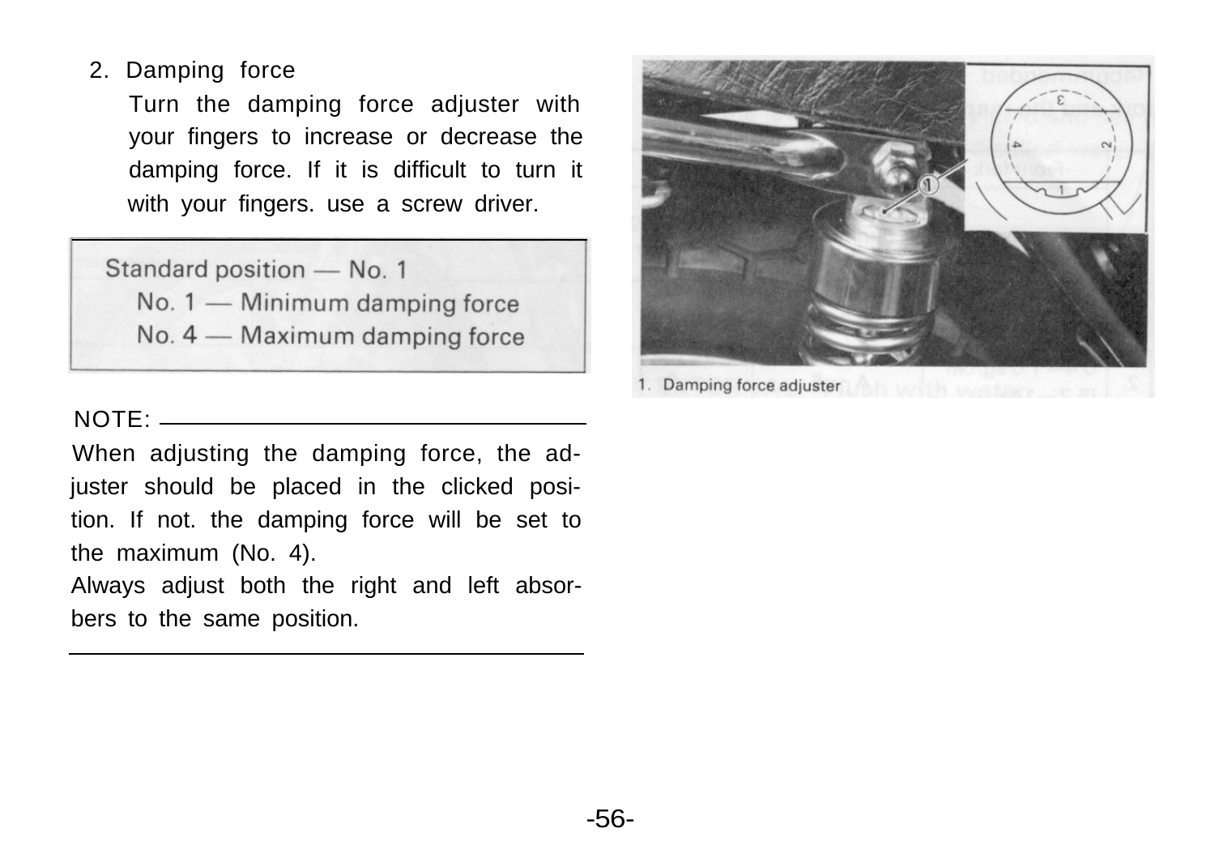2. Damping force

Turn the damping force adjuster with your fingers to increase or decrease the damping force. If it is difficult to turn it with your fingers. use a screw driver.

Standard position — No. 1
No. 1 — Minimum damping force
No. 4 — Maximum damping force

NOTE:

When adjusting the damping force, the adjuster should be placed in the clicked position. If not. the damping force will be set to the maximum (No. 4).

Always adjust both the right and left absorbers to the same position.

1. Damping force adjuster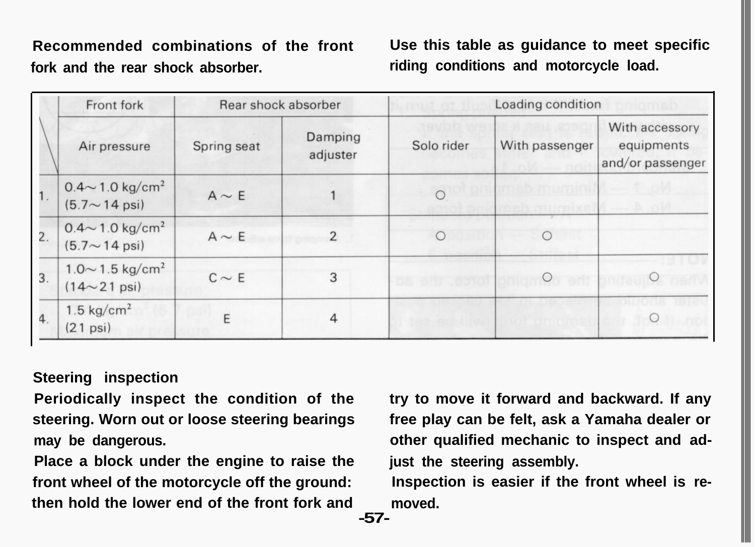Recommended combinations of the front fork and the rear shock absorber.

Use this table as guidance to meet specific riding conditions and motorcycle load.

| | Front fork | Rear shock absorber | | Loading condition | | |
|---|---|---|---|---|---|---|
| | Air pressure | Spring seat | Damping adjuster | Solo rider | With passenger | With accessory equipments and/or passenger |
| 1. | 0.4～1.0 kg/cm² (5.7～14 psi) | A～E | 1 | ○ | | |
| 2. | 0.4～1.0 kg/cm² (5.7～14 psi) | A～E | 2 | ○ | ○ | |
| 3. | 1.0～1.5 kg/cm² (14～21 psi) | C～E | 3 | | ○ | ○ |
| 4. | 1.5 kg/cm² (21 psi) | E | 4 | | | ○ |

**Steering inspection**

Periodically inspect the condition of the steering. Worn out or loose steering bearings may be dangerous.

Place a block under the engine to raise the front wheel of the motorcycle off the ground: then hold the lower end of the front fork and try to move it forward and backward. If any free play can be felt, ask a Yamaha dealer or other qualified mechanic to inspect and adjust the steering assembly.

Inspection is easier if the front wheel is removed.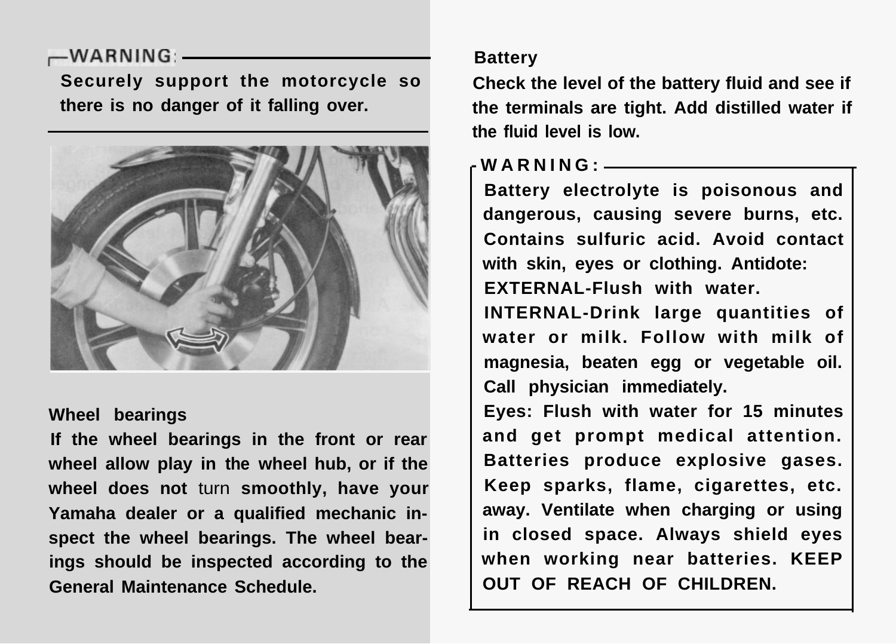**WARNING:**

**Securely support the motorcycle so there is no danger of it falling over.**

## Wheel bearings

If the wheel bearings in the front or rear wheel allow play in the wheel hub, or if the wheel does not turn smoothly, have your Yamaha dealer or a qualified mechanic inspect the wheel bearings. The wheel bearings should be inspected according to the General Maintenance Schedule.

## Battery

Check the level of the battery fluid and see if the terminals are tight. Add distilled water if the fluid level is low.

**WARNING:**

**Battery electrolyte is poisonous and dangerous, causing severe burns, etc. Contains sulfuric acid. Avoid contact with skin, eyes or clothing. Antidote:**
**EXTERNAL-Flush with water.**
**INTERNAL-Drink large quantities of water or milk. Follow with milk of magnesia, beaten egg or vegetable oil. Call physician immediately.**
**Eyes: Flush with water for 15 minutes and get prompt medical attention. Batteries produce explosive gases. Keep sparks, flame, cigarettes, etc. away. Ventilate when charging or using in closed space. Always shield eyes when working near batteries. KEEP OUT OF REACH OF CHILDREN.**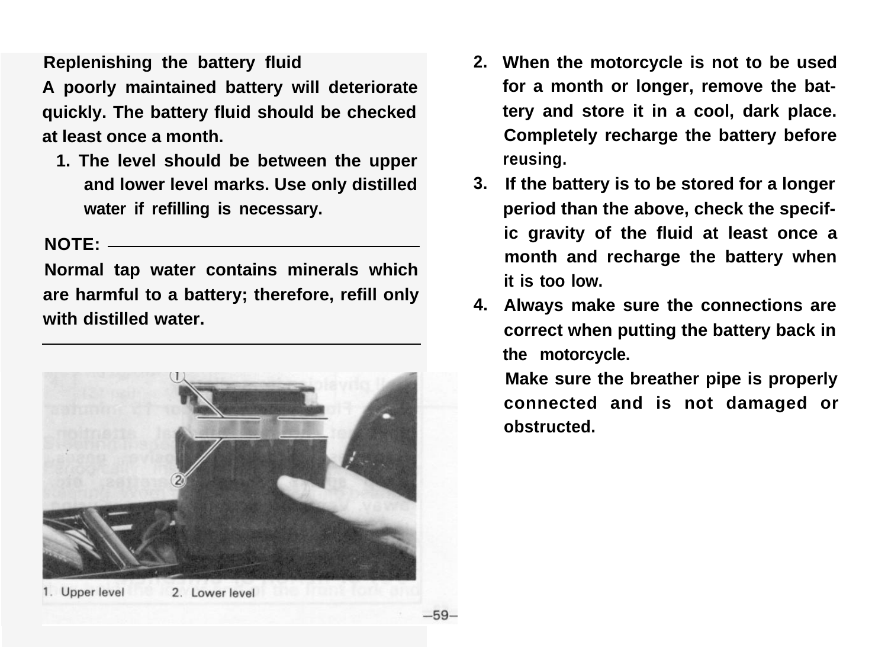### Replenishing the battery fluid

A poorly maintained battery will deteriorate quickly. The battery fluid should be checked at least once a month.

1. The level should be between the upper and lower level marks. Use only distilled water if refilling is necessary.

**NOTE:**

Normal tap water contains minerals which are harmful to a battery; therefore, refill only with distilled water.

---

1. Upper level 2. Lower level

2. When the motorcycle is not to be used for a month or longer, remove the battery and store it in a cool, dark place. Completely recharge the battery before reusing.
3. If the battery is to be stored for a longer period than the above, check the specific gravity of the fluid at least once a month and recharge the battery when it is too low.
4. Always make sure the connections are correct when putting the battery back in the motorcycle.

   Make sure the breather pipe is properly connected and is not damaged or obstructed.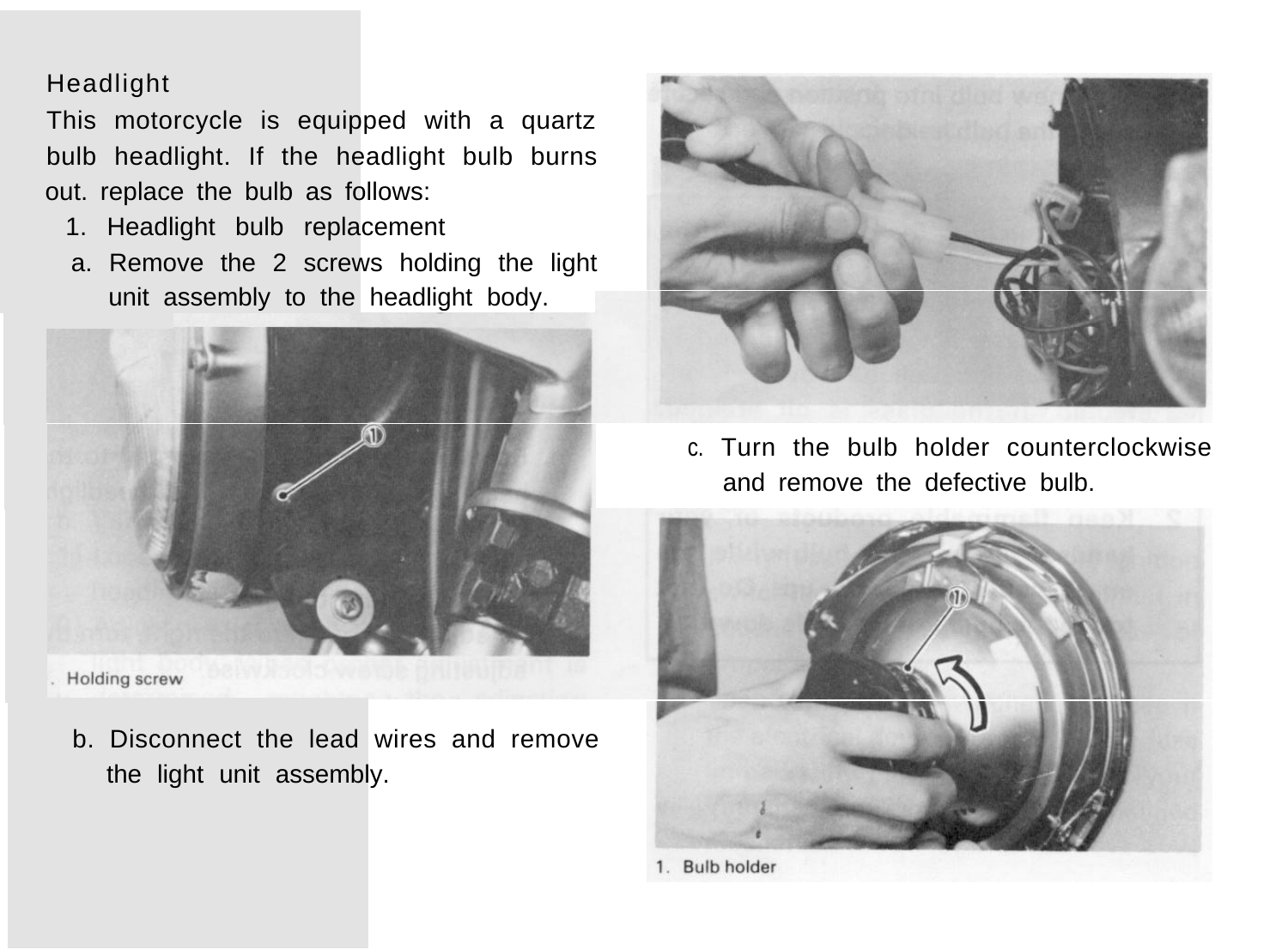## Headlight

This motorcycle is equipped with a quartz bulb headlight. If the headlight bulb burns out. replace the bulb as follows:

1. Headlight bulb replacement

a. Remove the 2 screws holding the light unit assembly to the headlight body.

1. Holding screw

b. Disconnect the lead wires and remove the light unit assembly.

c. Turn the bulb holder counterclockwise and remove the defective bulb.

1. Bulb holder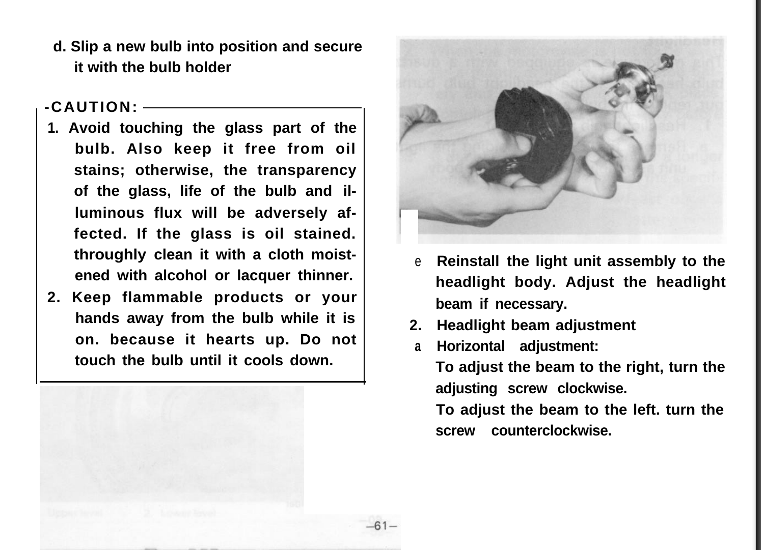d. Slip a new bulb into position and secure it with the bulb holder

**-CAUTION:**

1. Avoid touching the glass part of the bulb. Also keep it free from oil stains; otherwise, the transparency of the glass, life of the bulb and illuminous flux will be adversely affected. If the glass is oil stained. throughly clean it with a cloth moistened with alcohol or lacquer thinner.
2. Keep flammable products or your hands away from the bulb while it is on. because it hearts up. Do not touch the bulb until it cools down.

e Reinstall the light unit assembly to the headlight body. Adjust the headlight beam if necessary.

2. Headlight beam adjustment

a Horizontal adjustment:

To adjust the beam to the right, turn the adjusting screw clockwise.

To adjust the beam to the left. turn the screw counterclockwise.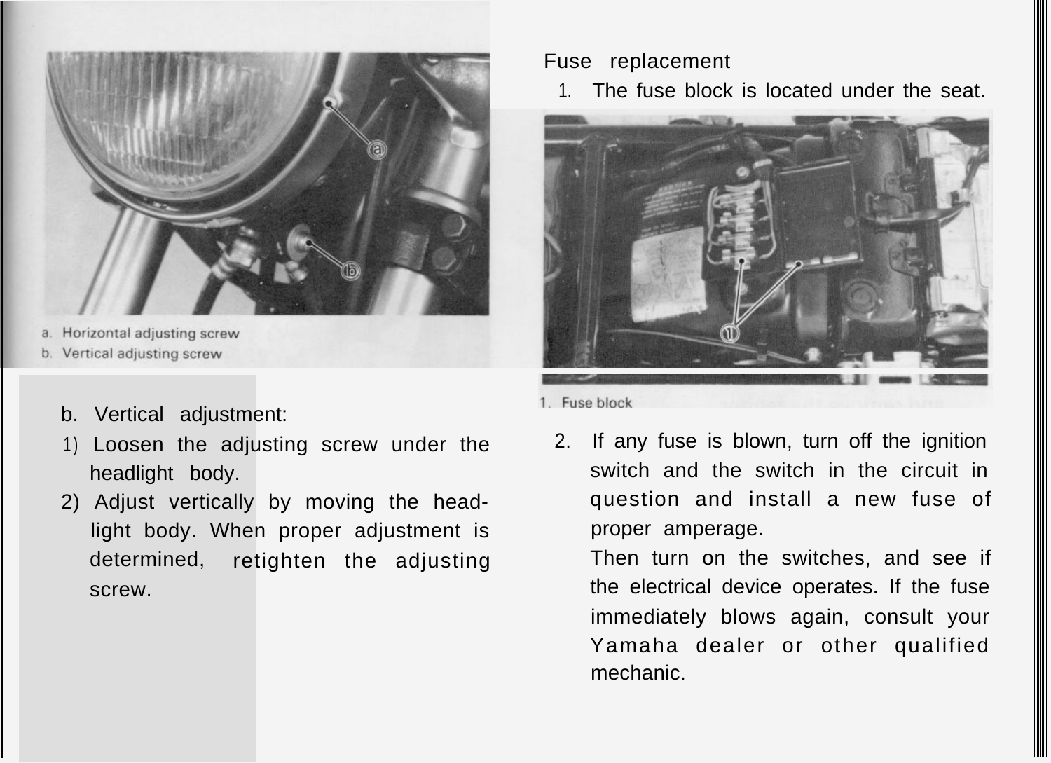a. Horizontal adjusting screw
b. Vertical adjusting screw

b. Vertical adjustment:

1) Loosen the adjusting screw under the headlight body.
2) Adjust vertically by moving the headlight body. When proper adjustment is determined, retighten the adjusting screw.

Fuse replacement

1. The fuse block is located under the seat.

1. Fuse block

2. If any fuse is blown, turn off the ignition switch and the switch in the circuit in question and install a new fuse of proper amperage.

   Then turn on the switches, and see if the electrical device operates. If the fuse immediately blows again, consult your Yamaha dealer or other qualified mechanic.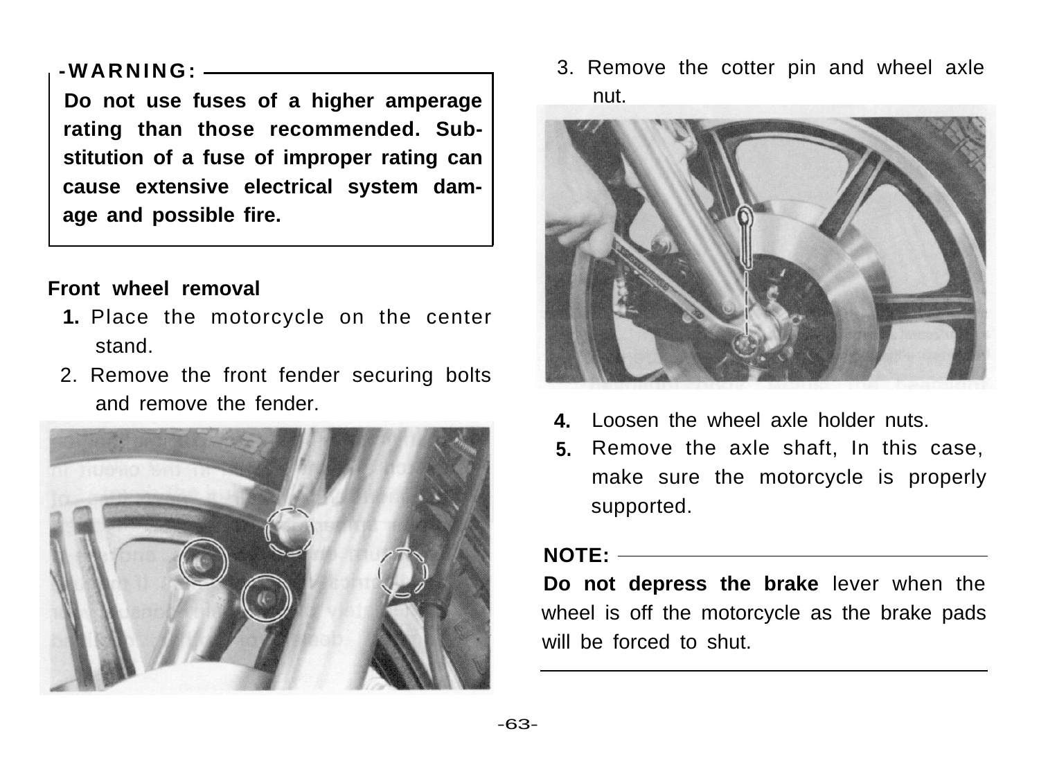**-WARNING:**

**Do not use fuses of a higher amperage rating than those recommended. Substitution of a fuse of improper rating can cause extensive electrical system damage and possible fire.**

**Front wheel removal**

1. Place the motorcycle on the center stand.
2. Remove the front fender securing bolts and remove the fender.
3. Remove the cotter pin and wheel axle nut.
4. Loosen the wheel axle holder nuts.
5. Remove the axle shaft, In this case, make sure the motorcycle is properly supported.

**NOTE:**

**Do not depress the brake** lever when the wheel is off the motorcycle as the brake pads will be forced to shut.